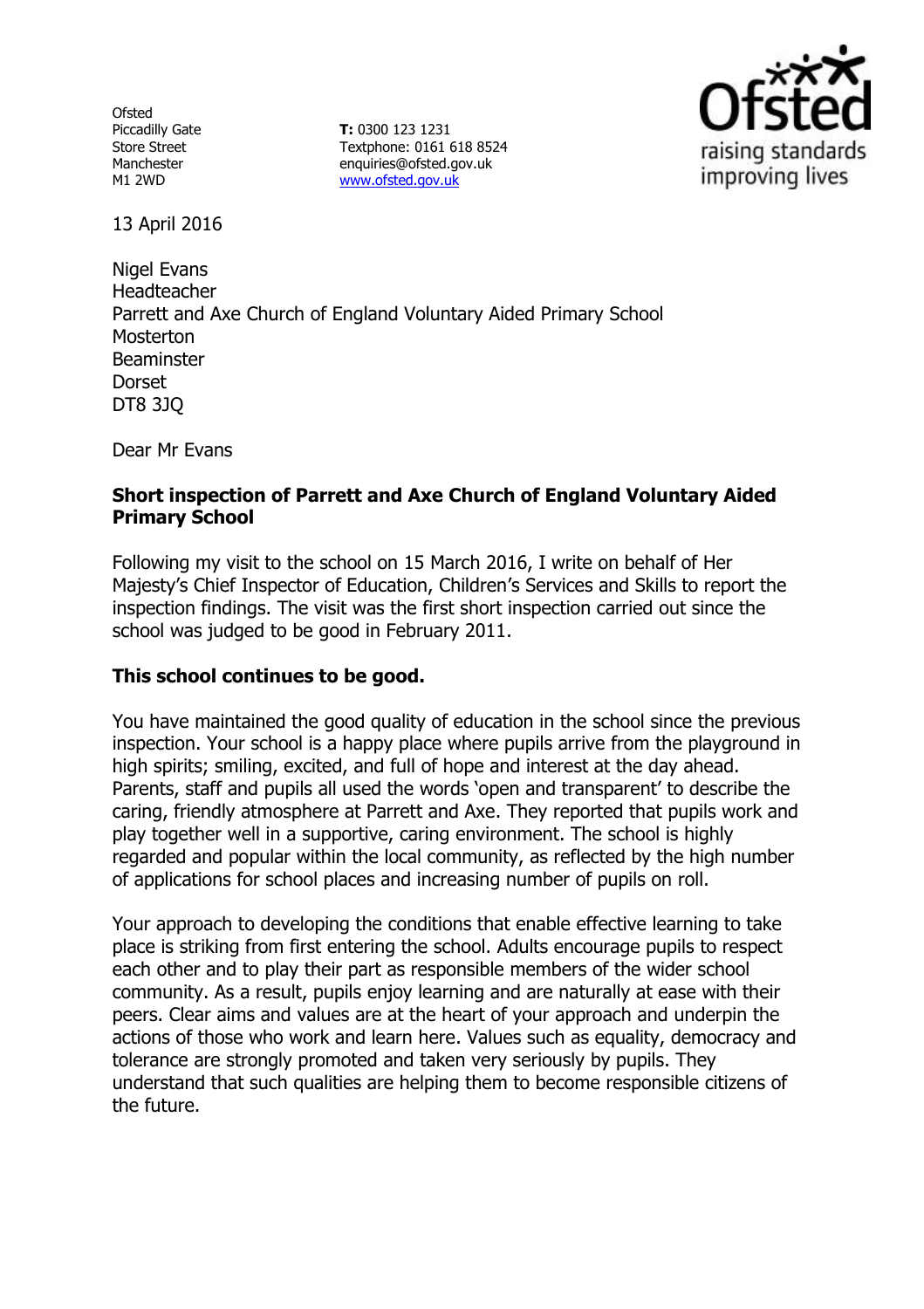Ofsted
Piccadilly Gate
Store Street
Manchester
M1 2WD

**T:** 0300 123 1231
Textphone: 0161 618 8524
enquiries@ofsted.gov.uk
www.ofsted.gov.uk

13 April 2016

Nigel Evans
Headteacher
Parrett and Axe Church of England Voluntary Aided Primary School
Mosterton
Beaminster
Dorset
DT8 3JQ

Dear Mr Evans

**Short inspection of Parrett and Axe Church of England Voluntary Aided Primary School**

Following my visit to the school on 15 March 2016, I write on behalf of Her Majesty's Chief Inspector of Education, Children's Services and Skills to report the inspection findings. The visit was the first short inspection carried out since the school was judged to be good in February 2011.

**This school continues to be good.**

You have maintained the good quality of education in the school since the previous inspection. Your school is a happy place where pupils arrive from the playground in high spirits; smiling, excited, and full of hope and interest at the day ahead. Parents, staff and pupils all used the words 'open and transparent' to describe the caring, friendly atmosphere at Parrett and Axe. They reported that pupils work and play together well in a supportive, caring environment. The school is highly regarded and popular within the local community, as reflected by the high number of applications for school places and increasing number of pupils on roll.

Your approach to developing the conditions that enable effective learning to take place is striking from first entering the school. Adults encourage pupils to respect each other and to play their part as responsible members of the wider school community. As a result, pupils enjoy learning and are naturally at ease with their peers. Clear aims and values are at the heart of your approach and underpin the actions of those who work and learn here. Values such as equality, democracy and tolerance are strongly promoted and taken very seriously by pupils. They understand that such qualities are helping them to become responsible citizens of the future.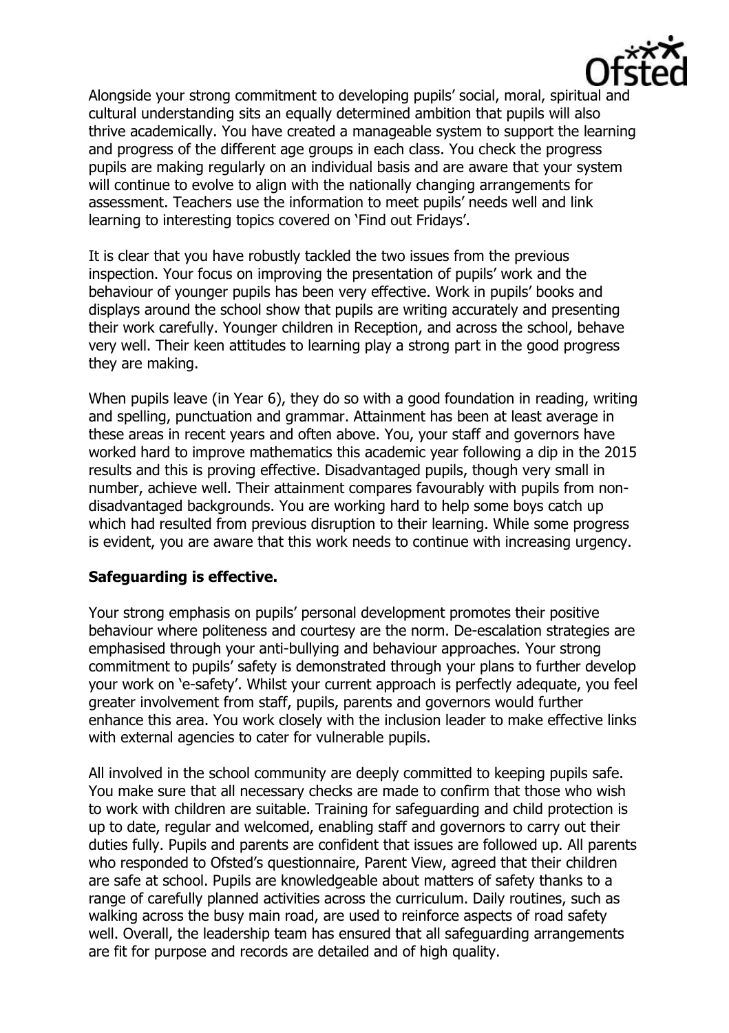Alongside your strong commitment to developing pupils' social, moral, spiritual and cultural understanding sits an equally determined ambition that pupils will also thrive academically. You have created a manageable system to support the learning and progress of the different age groups in each class. You check the progress pupils are making regularly on an individual basis and are aware that your system will continue to evolve to align with the nationally changing arrangements for assessment. Teachers use the information to meet pupils' needs well and link learning to interesting topics covered on 'Find out Fridays'.

It is clear that you have robustly tackled the two issues from the previous inspection. Your focus on improving the presentation of pupils' work and the behaviour of younger pupils has been very effective. Work in pupils' books and displays around the school show that pupils are writing accurately and presenting their work carefully. Younger children in Reception, and across the school, behave very well. Their keen attitudes to learning play a strong part in the good progress they are making.

When pupils leave (in Year 6), they do so with a good foundation in reading, writing and spelling, punctuation and grammar. Attainment has been at least average in these areas in recent years and often above. You, your staff and governors have worked hard to improve mathematics this academic year following a dip in the 2015 results and this is proving effective. Disadvantaged pupils, though very small in number, achieve well. Their attainment compares favourably with pupils from non-disadvantaged backgrounds. You are working hard to help some boys catch up which had resulted from previous disruption to their learning. While some progress is evident, you are aware that this work needs to continue with increasing urgency.

**Safeguarding is effective.**

Your strong emphasis on pupils' personal development promotes their positive behaviour where politeness and courtesy are the norm. De-escalation strategies are emphasised through your anti-bullying and behaviour approaches. Your strong commitment to pupils' safety is demonstrated through your plans to further develop your work on 'e-safety'. Whilst your current approach is perfectly adequate, you feel greater involvement from staff, pupils, parents and governors would further enhance this area. You work closely with the inclusion leader to make effective links with external agencies to cater for vulnerable pupils.

All involved in the school community are deeply committed to keeping pupils safe. You make sure that all necessary checks are made to confirm that those who wish to work with children are suitable. Training for safeguarding and child protection is up to date, regular and welcomed, enabling staff and governors to carry out their duties fully. Pupils and parents are confident that issues are followed up. All parents who responded to Ofsted's questionnaire, Parent View, agreed that their children are safe at school. Pupils are knowledgeable about matters of safety thanks to a range of carefully planned activities across the curriculum. Daily routines, such as walking across the busy main road, are used to reinforce aspects of road safety well. Overall, the leadership team has ensured that all safeguarding arrangements are fit for purpose and records are detailed and of high quality.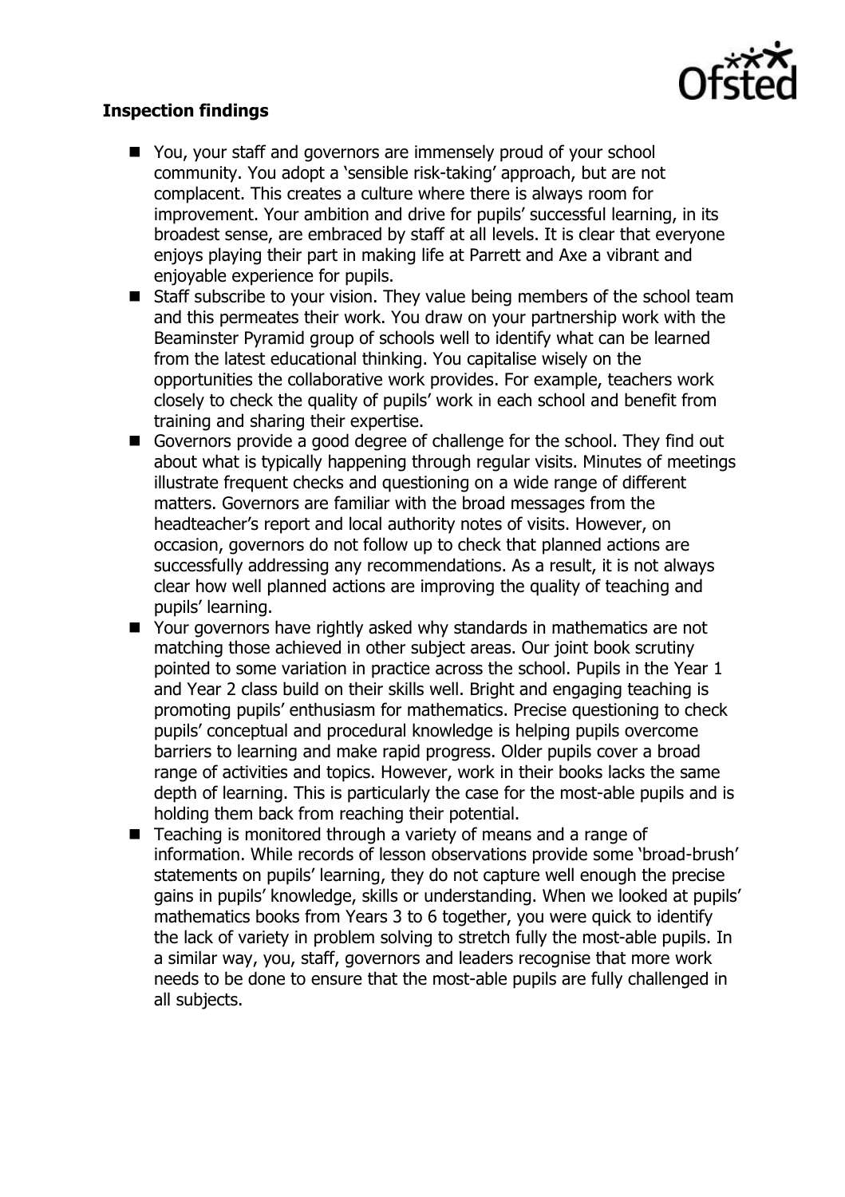**Inspection findings**

- You, your staff and governors are immensely proud of your school community. You adopt a 'sensible risk-taking' approach, but are not complacent. This creates a culture where there is always room for improvement. Your ambition and drive for pupils' successful learning, in its broadest sense, are embraced by staff at all levels. It is clear that everyone enjoys playing their part in making life at Parrett and Axe a vibrant and enjoyable experience for pupils.
- Staff subscribe to your vision. They value being members of the school team and this permeates their work. You draw on your partnership work with the Beaminster Pyramid group of schools well to identify what can be learned from the latest educational thinking. You capitalise wisely on the opportunities the collaborative work provides. For example, teachers work closely to check the quality of pupils' work in each school and benefit from training and sharing their expertise.
- Governors provide a good degree of challenge for the school. They find out about what is typically happening through regular visits. Minutes of meetings illustrate frequent checks and questioning on a wide range of different matters. Governors are familiar with the broad messages from the headteacher's report and local authority notes of visits. However, on occasion, governors do not follow up to check that planned actions are successfully addressing any recommendations. As a result, it is not always clear how well planned actions are improving the quality of teaching and pupils' learning.
- Your governors have rightly asked why standards in mathematics are not matching those achieved in other subject areas. Our joint book scrutiny pointed to some variation in practice across the school. Pupils in the Year 1 and Year 2 class build on their skills well. Bright and engaging teaching is promoting pupils' enthusiasm for mathematics. Precise questioning to check pupils' conceptual and procedural knowledge is helping pupils overcome barriers to learning and make rapid progress. Older pupils cover a broad range of activities and topics. However, work in their books lacks the same depth of learning. This is particularly the case for the most-able pupils and is holding them back from reaching their potential.
- Teaching is monitored through a variety of means and a range of information. While records of lesson observations provide some 'broad-brush' statements on pupils' learning, they do not capture well enough the precise gains in pupils' knowledge, skills or understanding. When we looked at pupils' mathematics books from Years 3 to 6 together, you were quick to identify the lack of variety in problem solving to stretch fully the most-able pupils. In a similar way, you, staff, governors and leaders recognise that more work needs to be done to ensure that the most-able pupils are fully challenged in all subjects.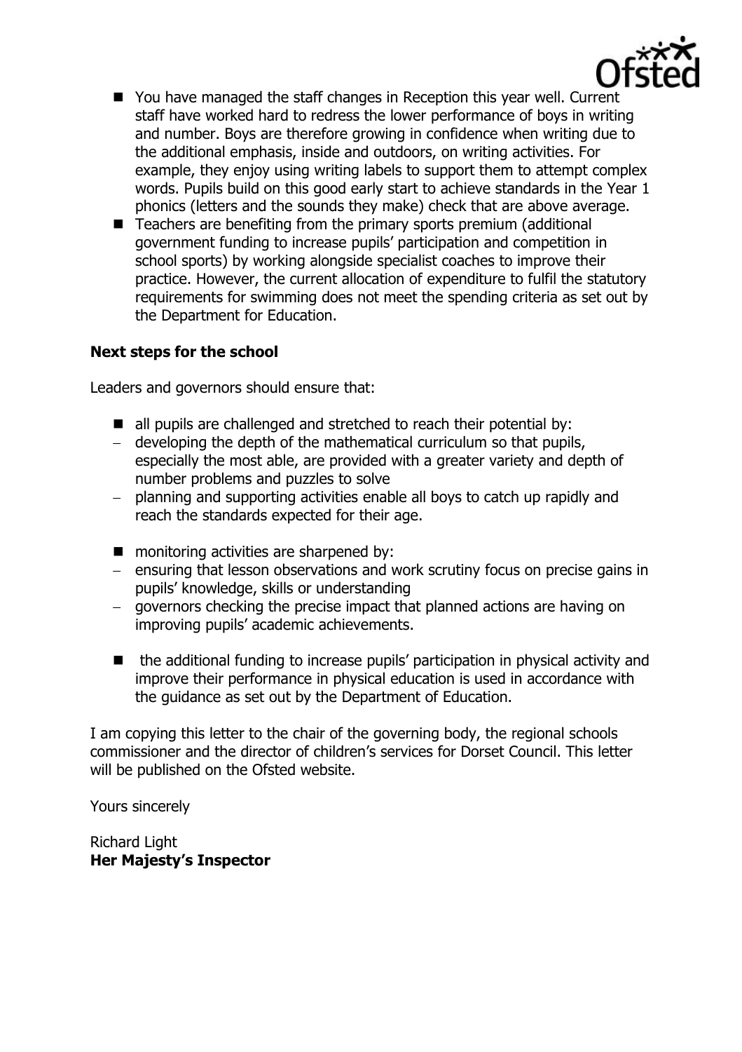- You have managed the staff changes in Reception this year well. Current staff have worked hard to redress the lower performance of boys in writing and number. Boys are therefore growing in confidence when writing due to the additional emphasis, inside and outdoors, on writing activities. For example, they enjoy using writing labels to support them to attempt complex words. Pupils build on this good early start to achieve standards in the Year 1 phonics (letters and the sounds they make) check that are above average.
- Teachers are benefiting from the primary sports premium (additional government funding to increase pupils' participation and competition in school sports) by working alongside specialist coaches to improve their practice. However, the current allocation of expenditure to fulfil the statutory requirements for swimming does not meet the spending criteria as set out by the Department for Education.

**Next steps for the school**

Leaders and governors should ensure that:

- all pupils are challenged and stretched to reach their potential by:
  - developing the depth of the mathematical curriculum so that pupils, especially the most able, are provided with a greater variety and depth of number problems and puzzles to solve
  - planning and supporting activities enable all boys to catch up rapidly and reach the standards expected for their age.
- monitoring activities are sharpened by:
  - ensuring that lesson observations and work scrutiny focus on precise gains in pupils' knowledge, skills or understanding
  - governors checking the precise impact that planned actions are having on improving pupils' academic achievements.
- the additional funding to increase pupils' participation in physical activity and improve their performance in physical education is used in accordance with the guidance as set out by the Department of Education.

I am copying this letter to the chair of the governing body, the regional schools commissioner and the director of children's services for Dorset Council. This letter will be published on the Ofsted website.

Yours sincerely

Richard Light
**Her Majesty's Inspector**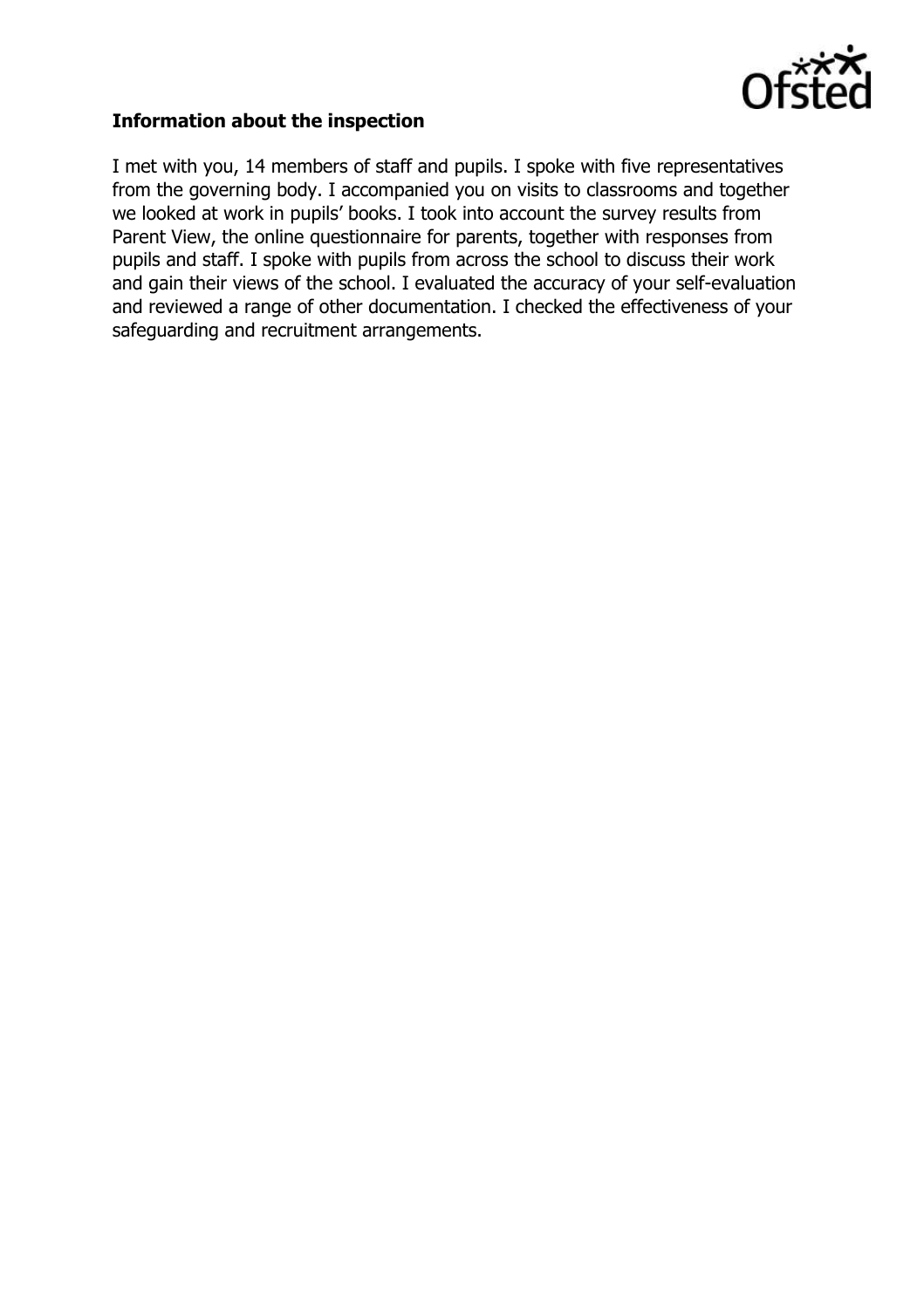**Information about the inspection**

I met with you, 14 members of staff and pupils. I spoke with five representatives from the governing body. I accompanied you on visits to classrooms and together we looked at work in pupils' books. I took into account the survey results from Parent View, the online questionnaire for parents, together with responses from pupils and staff. I spoke with pupils from across the school to discuss their work and gain their views of the school. I evaluated the accuracy of your self-evaluation and reviewed a range of other documentation. I checked the effectiveness of your safeguarding and recruitment arrangements.